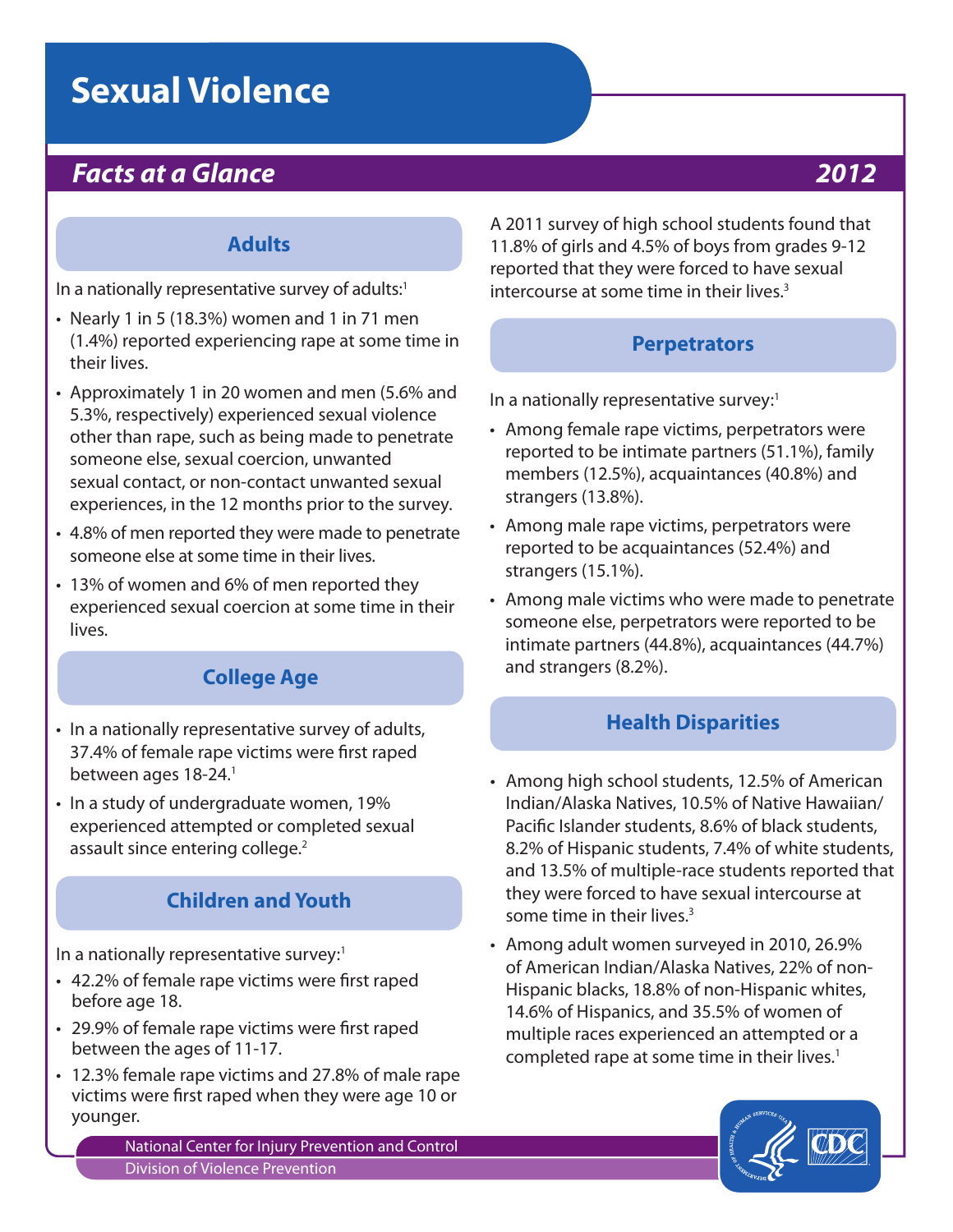# Sexual Violence

## *Facts at a Glance* *2012*

### Adults

In a nationally representative survey of adults:[1]

- Nearly 1 in 5 (18.3%) women and 1 in 71 men (1.4%) reported experiencing rape at some time in their lives.
- Approximately 1 in 20 women and men (5.6% and 5.3%, respectively) experienced sexual violence other than rape, such as being made to penetrate someone else, sexual coercion, unwanted sexual contact, or non-contact unwanted sexual experiences, in the 12 months prior to the survey.
- 4.8% of men reported they were made to penetrate someone else at some time in their lives.
- 13% of women and 6% of men reported they experienced sexual coercion at some time in their lives.

### College Age

- In a nationally representative survey of adults, 37.4% of female rape victims were first raped between ages 18-24.[1]
- In a study of undergraduate women, 19% experienced attempted or completed sexual assault since entering college.[2]

### Children and Youth

In a nationally representative survey:[1]

- 42.2% of female rape victims were first raped before age 18.
- 29.9% of female rape victims were first raped between the ages of 11-17.
- 12.3% female rape victims and 27.8% of male rape victims were first raped when they were age 10 or younger.

A 2011 survey of high school students found that 11.8% of girls and 4.5% of boys from grades 9-12 reported that they were forced to have sexual intercourse at some time in their lives.[3]

### Perpetrators

In a nationally representative survey:[1]

- Among female rape victims, perpetrators were reported to be intimate partners (51.1%), family members (12.5%), acquaintances (40.8%) and strangers (13.8%).
- Among male rape victims, perpetrators were reported to be acquaintances (52.4%) and strangers (15.1%).
- Among male victims who were made to penetrate someone else, perpetrators were reported to be intimate partners (44.8%), acquaintances (44.7%) and strangers (8.2%).

### Health Disparities

- Among high school students, 12.5% of American Indian/Alaska Natives, 10.5% of Native Hawaiian/Pacific Islander students, 8.6% of black students, 8.2% of Hispanic students, 7.4% of white students, and 13.5% of multiple-race students reported that they were forced to have sexual intercourse at some time in their lives.[3]
- Among adult women surveyed in 2010, 26.9% of American Indian/Alaska Natives, 22% of non-Hispanic blacks, 18.8% of non-Hispanic whites, 14.6% of Hispanics, and 35.5% of women of multiple races experienced an attempted or a completed rape at some time in their lives.[1]

National Center for Injury Prevention and Control
Division of Violence Prevention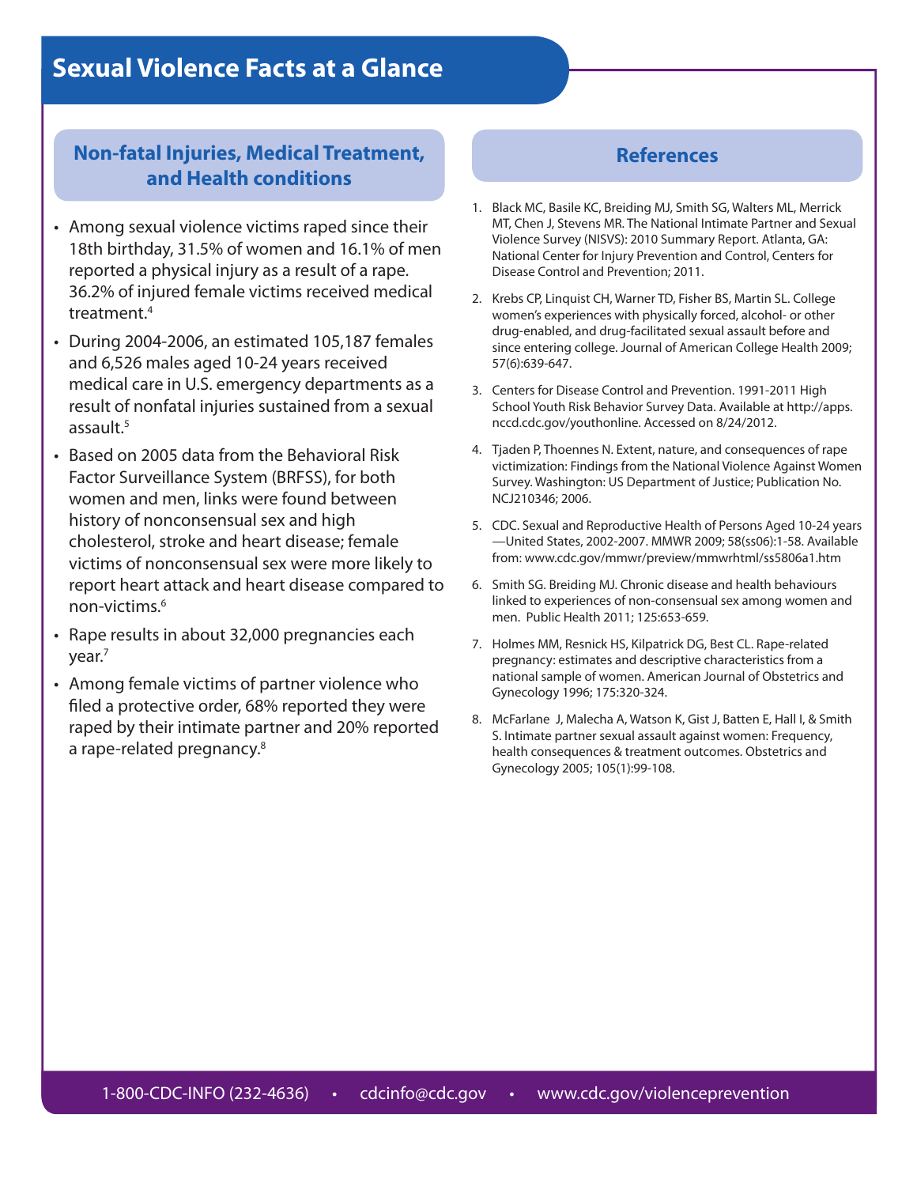# Sexual Violence Facts at a Glance

## Non-fatal Injuries, Medical Treatment, and Health conditions

- Among sexual violence victims raped since their 18th birthday, 31.5% of women and 16.1% of men reported a physical injury as a result of a rape. 36.2% of injured female victims received medical treatment.[4]
- During 2004-2006, an estimated 105,187 females and 6,526 males aged 10-24 years received medical care in U.S. emergency departments as a result of nonfatal injuries sustained from a sexual assault.[5]
- Based on 2005 data from the Behavioral Risk Factor Surveillance System (BRFSS), for both women and men, links were found between history of nonconsensual sex and high cholesterol, stroke and heart disease; female victims of nonconsensual sex were more likely to report heart attack and heart disease compared to non-victims.[6]
- Rape results in about 32,000 pregnancies each year.[7]
- Among female victims of partner violence who filed a protective order, 68% reported they were raped by their intimate partner and 20% reported a rape-related pregnancy.[8]

## References

1. Black MC, Basile KC, Breiding MJ, Smith SG, Walters ML, Merrick MT, Chen J, Stevens MR. The National Intimate Partner and Sexual Violence Survey (NISVS): 2010 Summary Report. Atlanta, GA: National Center for Injury Prevention and Control, Centers for Disease Control and Prevention; 2011.
2. Krebs CP, Linquist CH, Warner TD, Fisher BS, Martin SL. College women's experiences with physically forced, alcohol- or other drug-enabled, and drug-facilitated sexual assault before and since entering college. Journal of American College Health 2009; 57(6):639-647.
3. Centers for Disease Control and Prevention. 1991-2011 High School Youth Risk Behavior Survey Data. Available at http://apps.nccd.cdc.gov/youthonline. Accessed on 8/24/2012.
4. Tjaden P, Thoennes N. Extent, nature, and consequences of rape victimization: Findings from the National Violence Against Women Survey. Washington: US Department of Justice; Publication No. NCJ210346; 2006.
5. CDC. Sexual and Reproductive Health of Persons Aged 10-24 years —United States, 2002-2007. MMWR 2009; 58(ss06):1-58. Available from: www.cdc.gov/mmwr/preview/mmwrhtml/ss5806a1.htm
6. Smith SG. Breiding MJ. Chronic disease and health behaviours linked to experiences of non-consensual sex among women and men. Public Health 2011; 125:653-659.
7. Holmes MM, Resnick HS, Kilpatrick DG, Best CL. Rape-related pregnancy: estimates and descriptive characteristics from a national sample of women. American Journal of Obstetrics and Gynecology 1996; 175:320-324.
8. McFarlane J, Malecha A, Watson K, Gist J, Batten E, Hall I, & Smith S. Intimate partner sexual assault against women: Frequency, health consequences & treatment outcomes. Obstetrics and Gynecology 2005; 105(1):99-108.

1-800-CDC-INFO (232-4636) • cdcinfo@cdc.gov • www.cdc.gov/violenceprevention